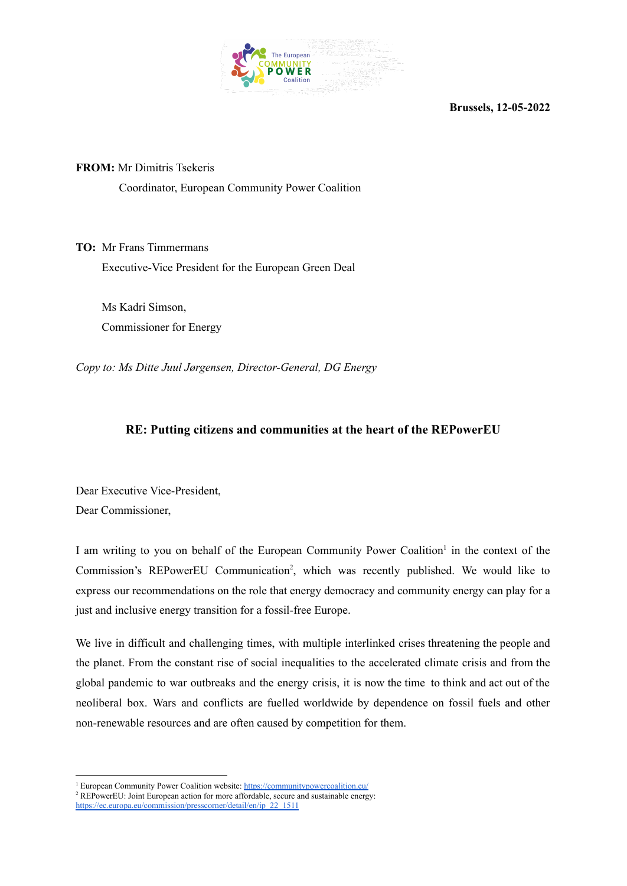**Brussels, 12-05-2022**

**FROM:** Mr Dimitris Tsekeris
Coordinator, European Community Power Coalition

**TO:** Mr Frans Timmermans
Executive-Vice President for the European Green Deal

Ms Kadri Simson,
Commissioner for Energy

*Copy to: Ms Ditte Juul Jørgensen, Director-General, DG Energy*

**RE: Putting citizens and communities at the heart of the REPowerEU**

Dear Executive Vice-President,
Dear Commissioner,

I am writing to you on behalf of the European Community Power Coalition[1] in the context of the Commission's REPowerEU Communication[2], which was recently published. We would like to express our recommendations on the role that energy democracy and community energy can play for a just and inclusive energy transition for a fossil-free Europe.

We live in difficult and challenging times, with multiple interlinked crises threatening the people and the planet. From the constant rise of social inequalities to the accelerated climate crisis and from the global pandemic to war outbreaks and the energy crisis, it is now the time to think and act out of the neoliberal box. Wars and conflicts are fuelled worldwide by dependence on fossil fuels and other non-renewable resources and are often caused by competition for them.

---

[1] European Community Power Coalition website: https://communitypowercoalition.eu/
[2] REPowerEU: Joint European action for more affordable, secure and sustainable energy: https://ec.europa.eu/commission/presscorner/detail/en/ip_22_1511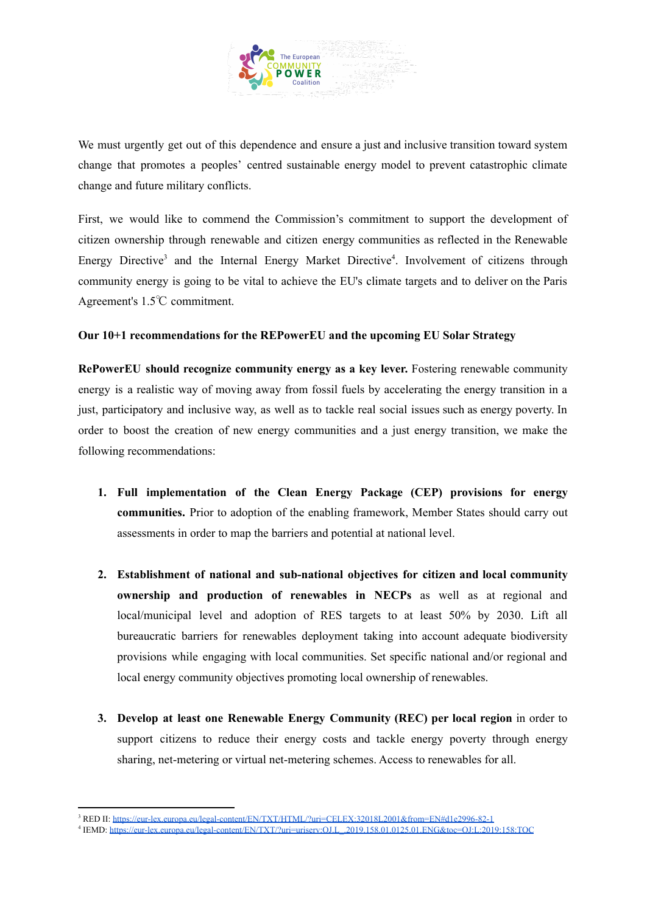We must urgently get out of this dependence and ensure a just and inclusive transition toward system change that promotes a peoples' centred sustainable energy model to prevent catastrophic climate change and future military conflicts.

First, we would like to commend the Commission's commitment to support the development of citizen ownership through renewable and citizen energy communities as reflected in the Renewable Energy Directive[3] and the Internal Energy Market Directive[4]. Involvement of citizens through community energy is going to be vital to achieve the EU's climate targets and to deliver on the Paris Agreement's 1.5℃ commitment.

**Our 10+1 recommendations for the REPowerEU and the upcoming EU Solar Strategy**

**RePowerEU should recognize community energy as a key lever.** Fostering renewable community energy is a realistic way of moving away from fossil fuels by accelerating the energy transition in a just, participatory and inclusive way, as well as to tackle real social issues such as energy poverty. In order to boost the creation of new energy communities and a just energy transition, we make the following recommendations:

1. **Full implementation of the Clean Energy Package (CEP) provisions for energy communities.** Prior to adoption of the enabling framework, Member States should carry out assessments in order to map the barriers and potential at national level.

2. **Establishment of national and sub-national objectives for citizen and local community ownership and production of renewables in NECPs** as well as at regional and local/municipal level and adoption of RES targets to at least 50% by 2030. Lift all bureaucratic barriers for renewables deployment taking into account adequate biodiversity provisions while engaging with local communities. Set specific national and/or regional and local energy community objectives promoting local ownership of renewables.

3. **Develop at least one Renewable Energy Community (REC) per local region** in order to support citizens to reduce their energy costs and tackle energy poverty through energy sharing, net-metering or virtual net-metering schemes. Access to renewables for all.

---

[3] RED II: https://eur-lex.europa.eu/legal-content/EN/TXT/HTML/?uri=CELEX:32018L2001&from=EN#d1e2996-82-1

[4] IEMD: https://eur-lex.europa.eu/legal-content/EN/TXT/?uri=uriserv:OJ.L_.2019.158.01.0125.01.ENG&toc=OJ:L:2019:158:TOC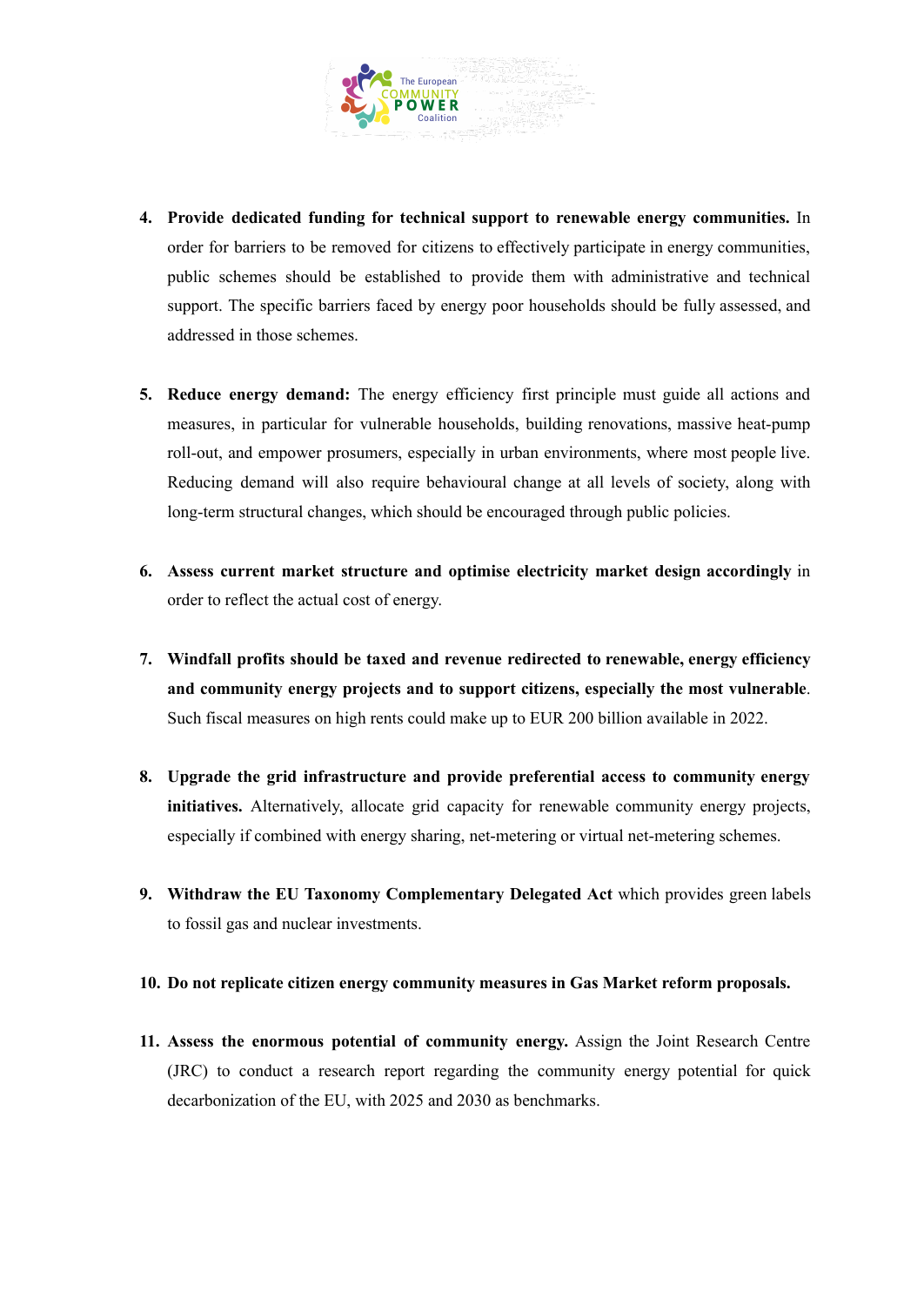4. **Provide dedicated funding for technical support to renewable energy communities.** In order for barriers to be removed for citizens to effectively participate in energy communities, public schemes should be established to provide them with administrative and technical support. The specific barriers faced by energy poor households should be fully assessed, and addressed in those schemes.

5. **Reduce energy demand:** The energy efficiency first principle must guide all actions and measures, in particular for vulnerable households, building renovations, massive heat-pump roll-out, and empower prosumers, especially in urban environments, where most people live. Reducing demand will also require behavioural change at all levels of society, along with long-term structural changes, which should be encouraged through public policies.

6. **Assess current market structure and optimise electricity market design accordingly** in order to reflect the actual cost of energy.

7. **Windfall profits should be taxed and revenue redirected to renewable, energy efficiency and community energy projects and to support citizens, especially the most vulnerable**. Such fiscal measures on high rents could make up to EUR 200 billion available in 2022.

8. **Upgrade the grid infrastructure and provide preferential access to community energy initiatives.** Alternatively, allocate grid capacity for renewable community energy projects, especially if combined with energy sharing, net-metering or virtual net-metering schemes.

9. **Withdraw the EU Taxonomy Complementary Delegated Act** which provides green labels to fossil gas and nuclear investments.

10. **Do not replicate citizen energy community measures in Gas Market reform proposals.**

11. **Assess the enormous potential of community energy.** Assign the Joint Research Centre (JRC) to conduct a research report regarding the community energy potential for quick decarbonization of the EU, with 2025 and 2030 as benchmarks.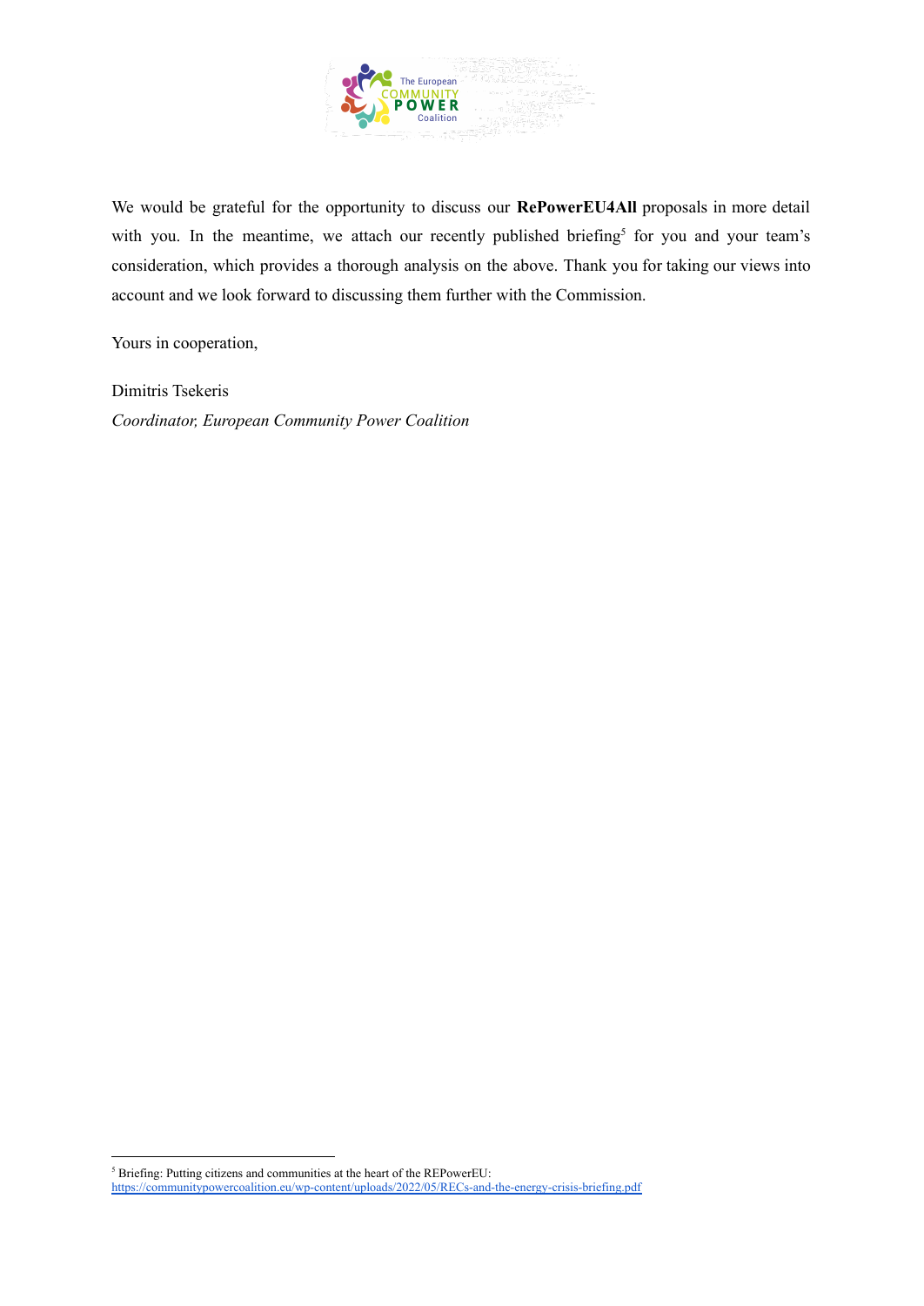We would be grateful for the opportunity to discuss our **RePowerEU4All** proposals in more detail with you. In the meantime, we attach our recently published briefing[5] for you and your team's consideration, which provides a thorough analysis on the above. Thank you for taking our views into account and we look forward to discussing them further with the Commission.

Yours in cooperation,

Dimitris Tsekeris
*Coordinator, European Community Power Coalition*

---

[5] Briefing: Putting citizens and communities at the heart of the REPowerEU: https://communitypowercoalition.eu/wp-content/uploads/2022/05/RECs-and-the-energy-crisis-briefing.pdf